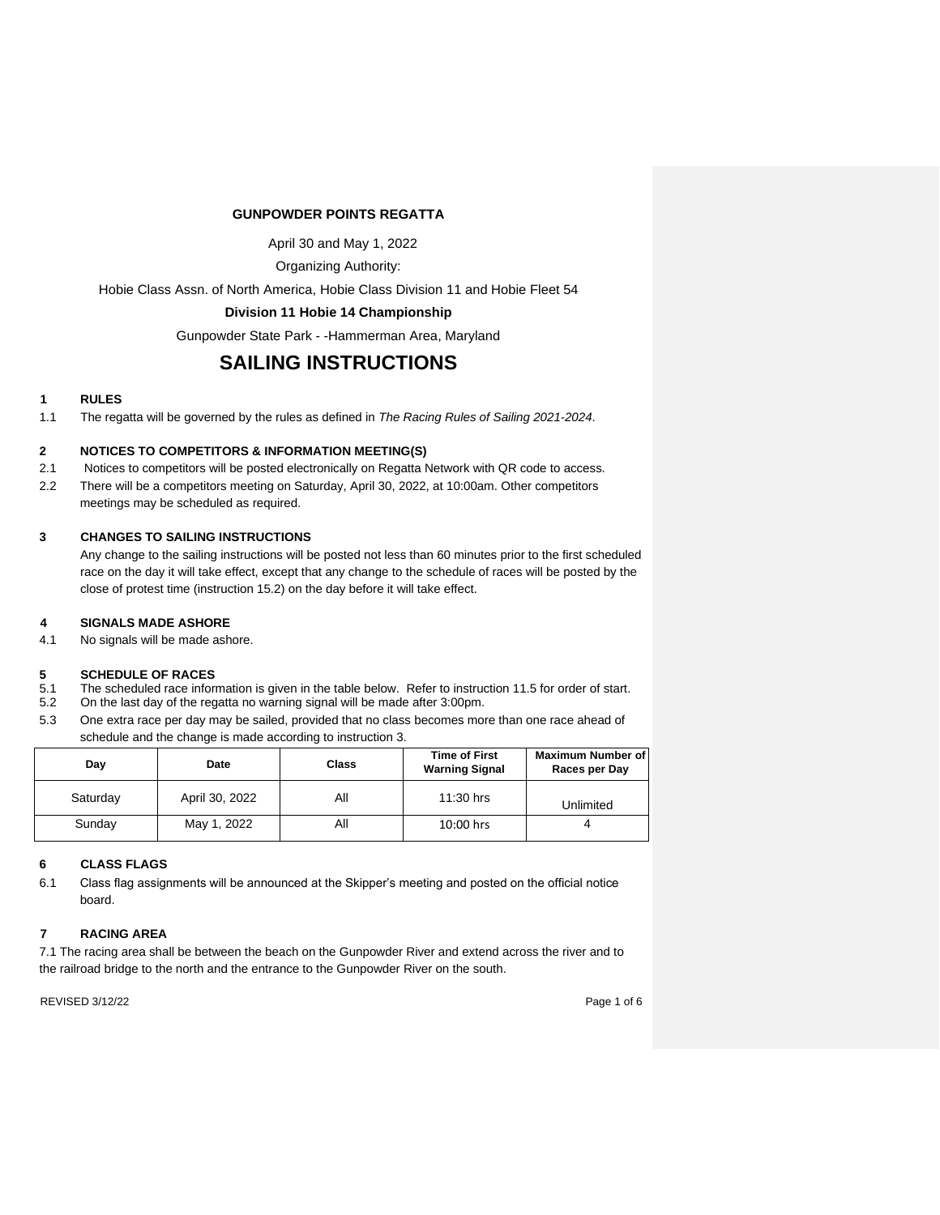**GUNPOWDER POINTS REGATTA**

April 30 and May 1, 2022

Organizing Authority:

Hobie Class Assn. of North America, Hobie Class Division 11 and Hobie Fleet 54

**Division 11 Hobie 14 Championship**

Gunpowder State Park - -Hammerman Area, Maryland

# SAILING INSTRUCTIONS

## 1 RULES

1.1 The regatta will be governed by the rules as defined in *The Racing Rules of Sailing 2021-2024*.

## 2 NOTICES TO COMPETITORS & INFORMATION MEETING(S)

2.1 Notices to competitors will be posted electronically on Regatta Network with QR code to access.

2.2 There will be a competitors meeting on Saturday, April 30, 2022, at 10:00am. Other competitors meetings may be scheduled as required.

## 3 CHANGES TO SAILING INSTRUCTIONS

Any change to the sailing instructions will be posted not less than 60 minutes prior to the first scheduled race on the day it will take effect, except that any change to the schedule of races will be posted by the close of protest time (instruction 15.2) on the day before it will take effect.

## 4 SIGNALS MADE ASHORE

4.1 No signals will be made ashore.

## 5 SCHEDULE OF RACES

5.1 The scheduled race information is given in the table below. Refer to instruction 11.5 for order of start.

5.2 On the last day of the regatta no warning signal will be made after 3:00pm.

5.3 One extra race per day may be sailed, provided that no class becomes more than one race ahead of schedule and the change is made according to instruction 3.

| Day | Date | Class | Time of First Warning Signal | Maximum Number of Races per Day |
|---|---|---|---|---|
| Saturday | April 30, 2022 | All | 11:30 hrs | Unlimited |
| Sunday | May 1, 2022 | All | 10:00 hrs | 4 |

## 6 CLASS FLAGS

6.1 Class flag assignments will be announced at the Skipper's meeting and posted on the official notice board.

## 7 RACING AREA

7.1 The racing area shall be between the beach on the Gunpowder River and extend across the river and to the railroad bridge to the north and the entrance to the Gunpowder River on the south.

REVISED 3/12/22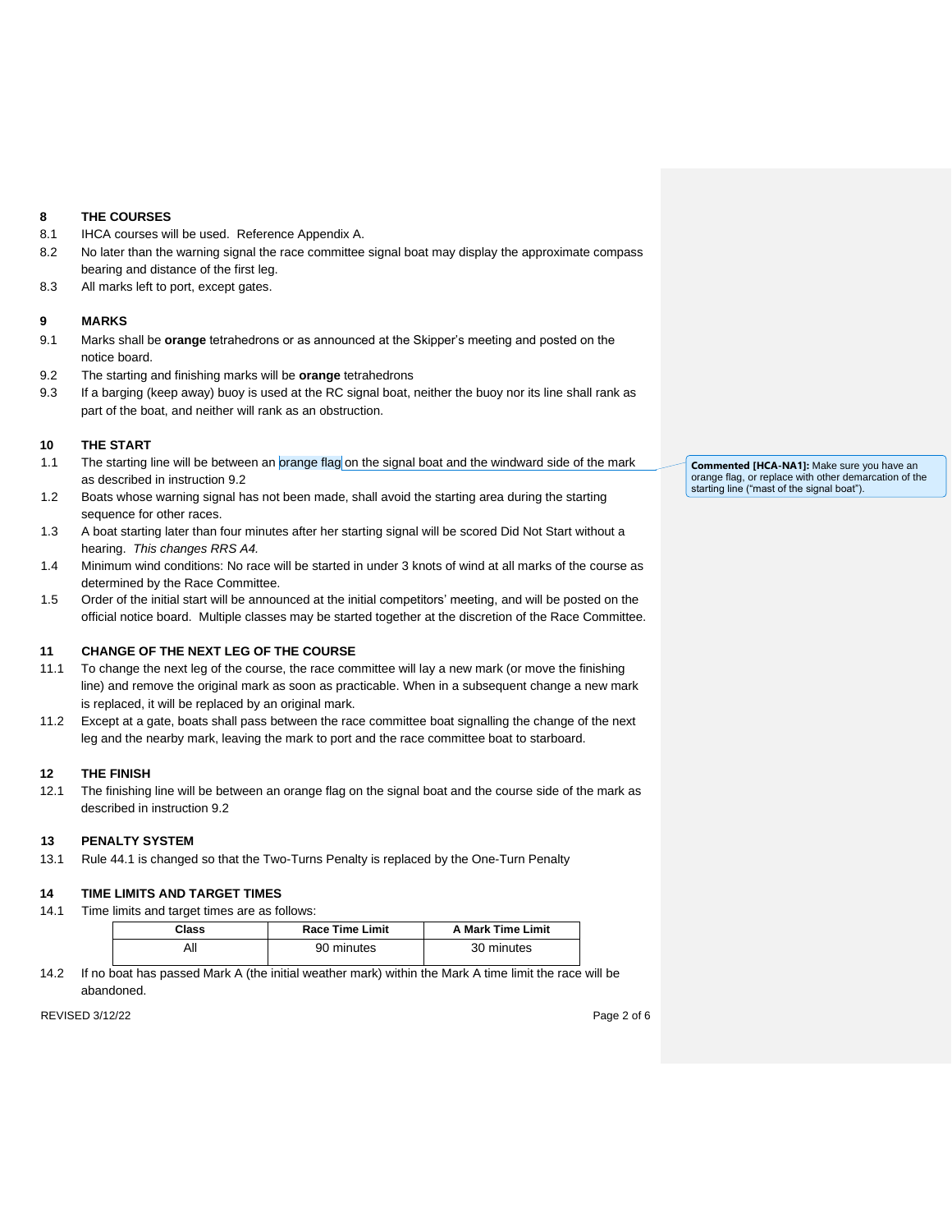## 8 THE COURSES

8.1 IHCA courses will be used. Reference Appendix A.

8.2 No later than the warning signal the race committee signal boat may display the approximate compass bearing and distance of the first leg.

8.3 All marks left to port, except gates.

## 9 MARKS

9.1 Marks shall be **orange** tetrahedrons or as announced at the Skipper's meeting and posted on the notice board.

9.2 The starting and finishing marks will be **orange** tetrahedrons

9.3 If a barging (keep away) buoy is used at the RC signal boat, neither the buoy nor its line shall rank as part of the boat, and neither will rank as an obstruction.

## 10 THE START

1.1 The starting line will be between an orange flag on the signal boat and the windward side of the mark as described in instruction 9.2

1.2 Boats whose warning signal has not been made, shall avoid the starting area during the starting sequence for other races.

1.3 A boat starting later than four minutes after her starting signal will be scored Did Not Start without a hearing. *This changes RRS A4.*

1.4 Minimum wind conditions: No race will be started in under 3 knots of wind at all marks of the course as determined by the Race Committee.

1.5 Order of the initial start will be announced at the initial competitors' meeting, and will be posted on the official notice board. Multiple classes may be started together at the discretion of the Race Committee.

**Commented [HCA-NA1]:** Make sure you have an orange flag, or replace with other demarcation of the starting line ("mast of the signal boat").

## 11 CHANGE OF THE NEXT LEG OF THE COURSE

11.1 To change the next leg of the course, the race committee will lay a new mark (or move the finishing line) and remove the original mark as soon as practicable. When in a subsequent change a new mark is replaced, it will be replaced by an original mark.

11.2 Except at a gate, boats shall pass between the race committee boat signalling the change of the next leg and the nearby mark, leaving the mark to port and the race committee boat to starboard.

## 12 THE FINISH

12.1 The finishing line will be between an orange flag on the signal boat and the course side of the mark as described in instruction 9.2

## 13 PENALTY SYSTEM

13.1 Rule 44.1 is changed so that the Two-Turns Penalty is replaced by the One-Turn Penalty

## 14 TIME LIMITS AND TARGET TIMES

14.1 Time limits and target times are as follows:

| Class | Race Time Limit | A Mark Time Limit |
|---|---|---|
| All | 90 minutes | 30 minutes |

14.2 If no boat has passed Mark A (the initial weather mark) within the Mark A time limit the race will be abandoned.

REVISED 3/12/22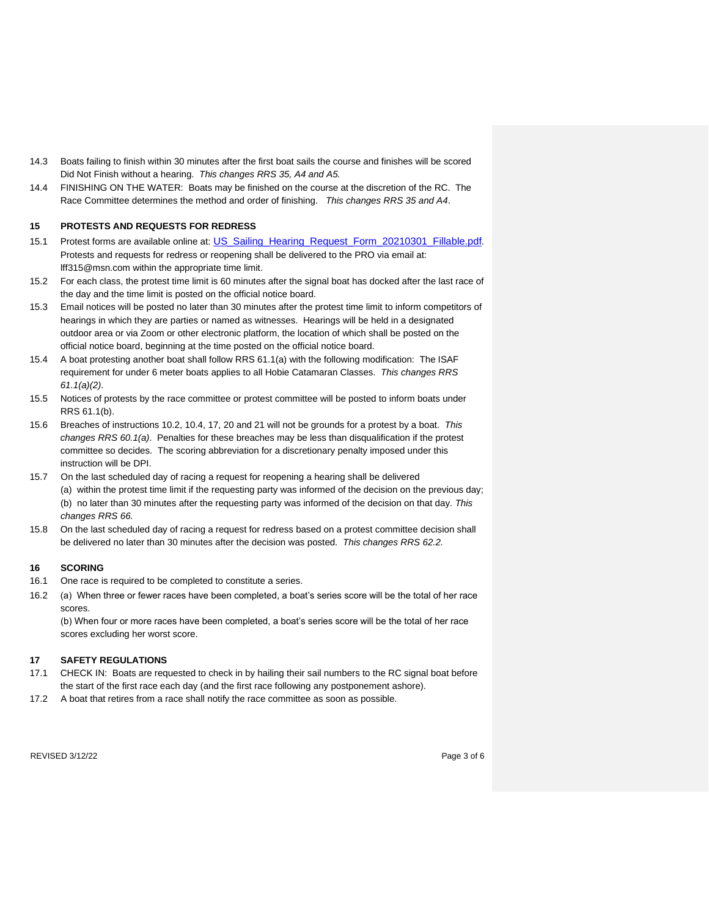14.3 Boats failing to finish within 30 minutes after the first boat sails the course and finishes will be scored Did Not Finish without a hearing. *This changes RRS 35, A4 and A5.*

14.4 FINISHING ON THE WATER: Boats may be finished on the course at the discretion of the RC. The Race Committee determines the method and order of finishing. *This changes RRS 35 and A4*.

## 15 PROTESTS AND REQUESTS FOR REDRESS

15.1 Protest forms are available online at: US_Sailing_Hearing_Request_Form_20210301_Fillable.pdf. Protests and requests for redress or reopening shall be delivered to the PRO via email at: lff315@msn.com within the appropriate time limit.

15.2 For each class, the protest time limit is 60 minutes after the signal boat has docked after the last race of the day and the time limit is posted on the official notice board.

15.3 Email notices will be posted no later than 30 minutes after the protest time limit to inform competitors of hearings in which they are parties or named as witnesses. Hearings will be held in a designated outdoor area or via Zoom or other electronic platform, the location of which shall be posted on the official notice board, beginning at the time posted on the official notice board.

15.4 A boat protesting another boat shall follow RRS 61.1(a) with the following modification: The ISAF requirement for under 6 meter boats applies to all Hobie Catamaran Classes. *This changes RRS 61.1(a)(2)*.

15.5 Notices of protests by the race committee or protest committee will be posted to inform boats under RRS 61.1(b).

15.6 Breaches of instructions 10.2, 10.4, 17, 20 and 21 will not be grounds for a protest by a boat. *This changes RRS 60.1(a)*. Penalties for these breaches may be less than disqualification if the protest committee so decides. The scoring abbreviation for a discretionary penalty imposed under this instruction will be DPI.

15.7 On the last scheduled day of racing a request for reopening a hearing shall be delivered
(a) within the protest time limit if the requesting party was informed of the decision on the previous day;
(b) no later than 30 minutes after the requesting party was informed of the decision on that day. *This changes RRS 66.*

15.8 On the last scheduled day of racing a request for redress based on a protest committee decision shall be delivered no later than 30 minutes after the decision was posted. *This changes RRS 62.2.*

## 16 SCORING

16.1 One race is required to be completed to constitute a series.

16.2 (a) When three or fewer races have been completed, a boat's series score will be the total of her race scores.
(b) When four or more races have been completed, a boat's series score will be the total of her race scores excluding her worst score.

## 17 SAFETY REGULATIONS

17.1 CHECK IN: Boats are requested to check in by hailing their sail numbers to the RC signal boat before the start of the first race each day (and the first race following any postponement ashore).

17.2 A boat that retires from a race shall notify the race committee as soon as possible.

REVISED 3/12/22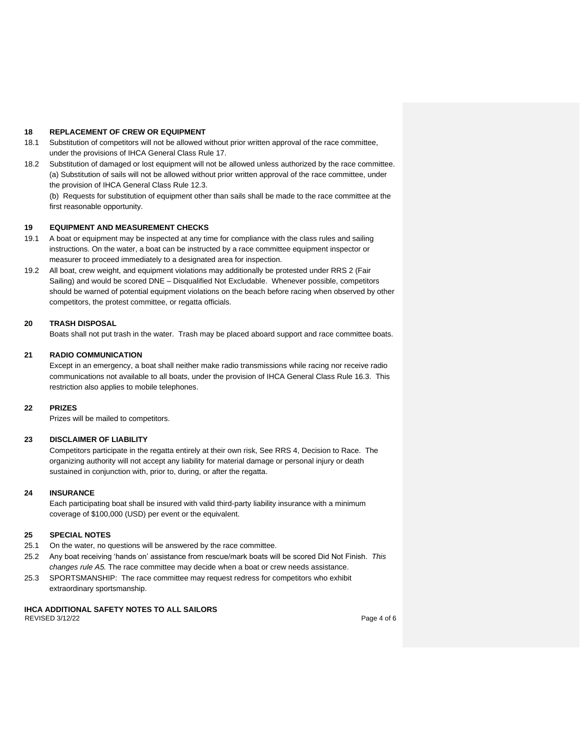## 18 REPLACEMENT OF CREW OR EQUIPMENT

18.1 Substitution of competitors will not be allowed without prior written approval of the race committee, under the provisions of IHCA General Class Rule 17.

18.2 Substitution of damaged or lost equipment will not be allowed unless authorized by the race committee.
(a) Substitution of sails will not be allowed without prior written approval of the race committee, under the provision of IHCA General Class Rule 12.3.
(b) Requests for substitution of equipment other than sails shall be made to the race committee at the first reasonable opportunity.

## 19 EQUIPMENT AND MEASUREMENT CHECKS

19.1 A boat or equipment may be inspected at any time for compliance with the class rules and sailing instructions. On the water, a boat can be instructed by a race committee equipment inspector or measurer to proceed immediately to a designated area for inspection.

19.2 All boat, crew weight, and equipment violations may additionally be protested under RRS 2 (Fair Sailing) and would be scored DNE – Disqualified Not Excludable. Whenever possible, competitors should be warned of potential equipment violations on the beach before racing when observed by other competitors, the protest committee, or regatta officials.

## 20 TRASH DISPOSAL

Boats shall not put trash in the water. Trash may be placed aboard support and race committee boats.

## 21 RADIO COMMUNICATION

Except in an emergency, a boat shall neither make radio transmissions while racing nor receive radio communications not available to all boats, under the provision of IHCA General Class Rule 16.3. This restriction also applies to mobile telephones.

## 22 PRIZES

Prizes will be mailed to competitors.

## 23 DISCLAIMER OF LIABILITY

Competitors participate in the regatta entirely at their own risk, See RRS 4, Decision to Race. The organizing authority will not accept any liability for material damage or personal injury or death sustained in conjunction with, prior to, during, or after the regatta.

## 24 INSURANCE

Each participating boat shall be insured with valid third-party liability insurance with a minimum coverage of $100,000 (USD) per event or the equivalent.

## 25 SPECIAL NOTES

25.1 On the water, no questions will be answered by the race committee.

25.2 Any boat receiving 'hands on' assistance from rescue/mark boats will be scored Did Not Finish. *This changes rule A5.* The race committee may decide when a boat or crew needs assistance.

25.3 SPORTSMANSHIP: The race committee may request redress for competitors who exhibit extraordinary sportsmanship.

**IHCA ADDITIONAL SAFETY NOTES TO ALL SAILORS**

REVISED 3/12/22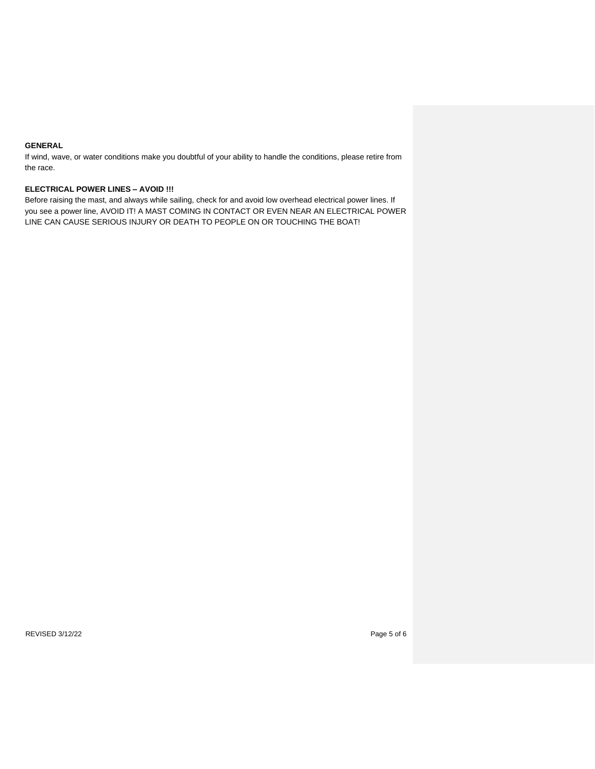**GENERAL**

If wind, wave, or water conditions make you doubtful of your ability to handle the conditions, please retire from the race.

**ELECTRICAL POWER LINES – AVOID !!!**

Before raising the mast, and always while sailing, check for and avoid low overhead electrical power lines. If you see a power line, AVOID IT! A MAST COMING IN CONTACT OR EVEN NEAR AN ELECTRICAL POWER LINE CAN CAUSE SERIOUS INJURY OR DEATH TO PEOPLE ON OR TOUCHING THE BOAT!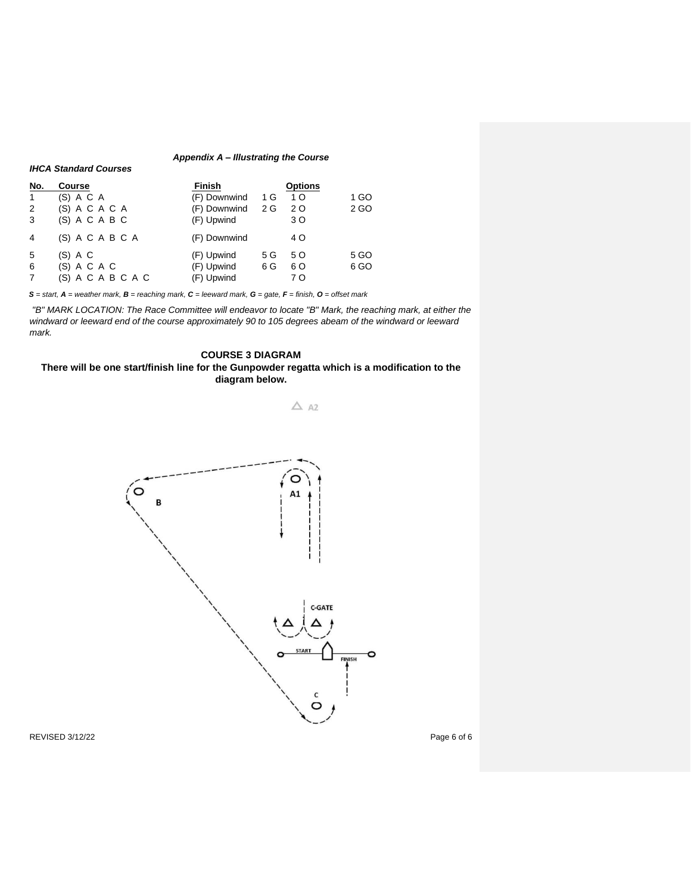***Appendix A – Illustrating the Course***

***IHCA Standard Courses***

| No. | Course | Finish | | Options | |
|---|---|---|---|---|---|
| 1 | (S) A C A | (F) Downwind | 1 G | 1 O | 1 GO |
| 2 | (S) A C A C A | (F) Downwind | 2 G | 2 O | 2 GO |
| 3 | (S) A C A B C | (F) Upwind | | 3 O | |
| 4 | (S) A C A B C A | (F) Downwind | | 4 O | |
| 5 | (S) A C | (F) Upwind | 5 G | 5 O | 5 GO |
| 6 | (S) A C A C | (F) Upwind | 6 G | 6 O | 6 GO |
| 7 | (S) A C A B C A C | (F) Upwind | | 7 O | |

***S** = start, **A** = weather mark, **B** = reaching mark, **C** = leeward mark, **G** = gate, **F** = finish, **O** = offset mark*

*"B" MARK LOCATION: The Race Committee will endeavor to locate "B" Mark, the reaching mark, at either the windward or leeward end of the course approximately 90 to 105 degrees abeam of the windward or leeward mark.*

**COURSE 3 DIAGRAM**

**There will be one start/finish line for the Gunpowder regatta which is a modification to the diagram below.**

A2

A1

B

C-GATE

START

FINISH

C